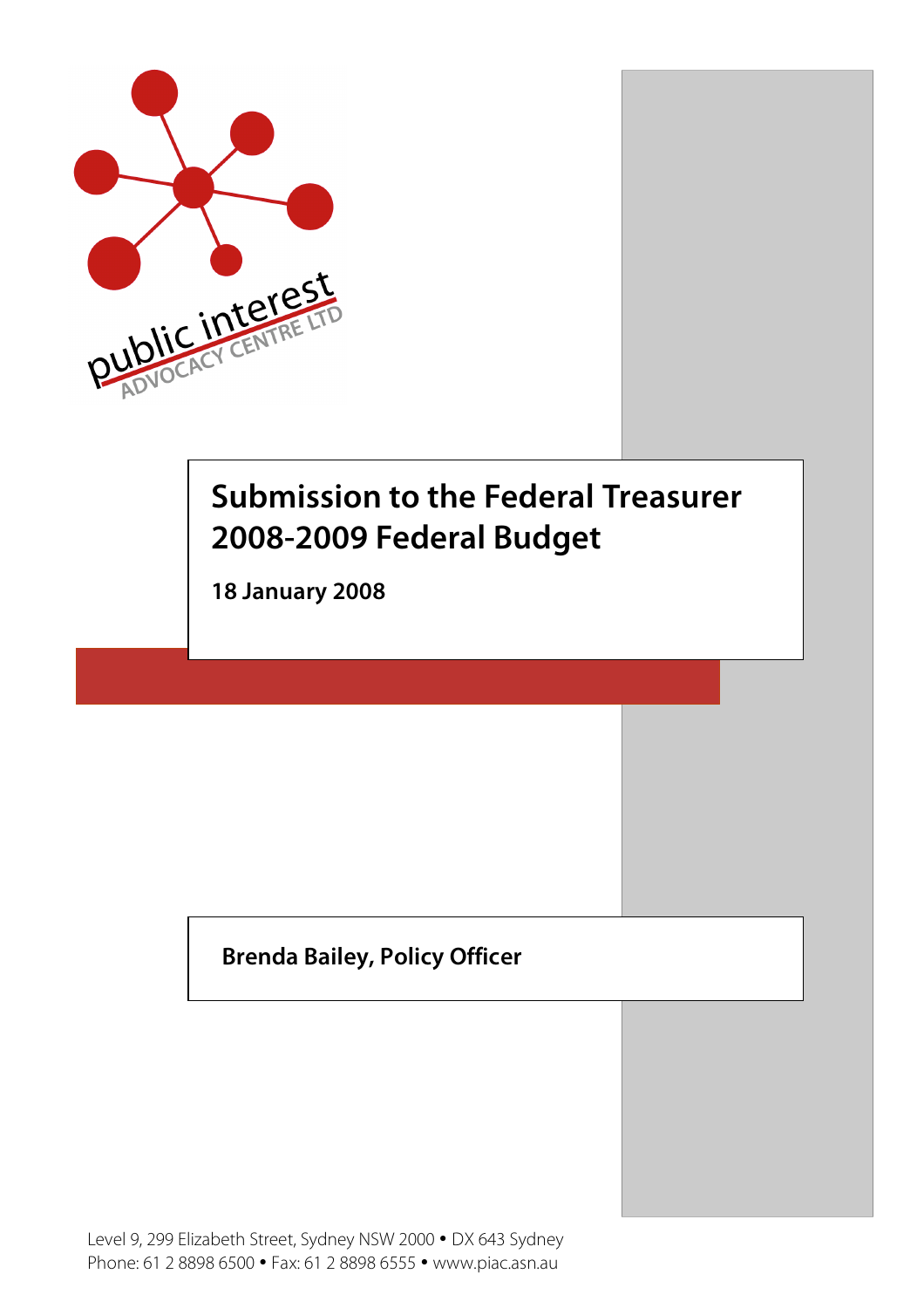public interest ADVOCACY CENTRE LTD

# Submission to the Federal Treasurer 2008-2009 Federal Budget

**18 January 2008**

**Brenda Bailey, Policy Officer**

Level 9, 299 Elizabeth Street, Sydney NSW 2000 • DX 643 Sydney
Phone: 61 2 8898 6500 • Fax: 61 2 8898 6555 • www.piac.asn.au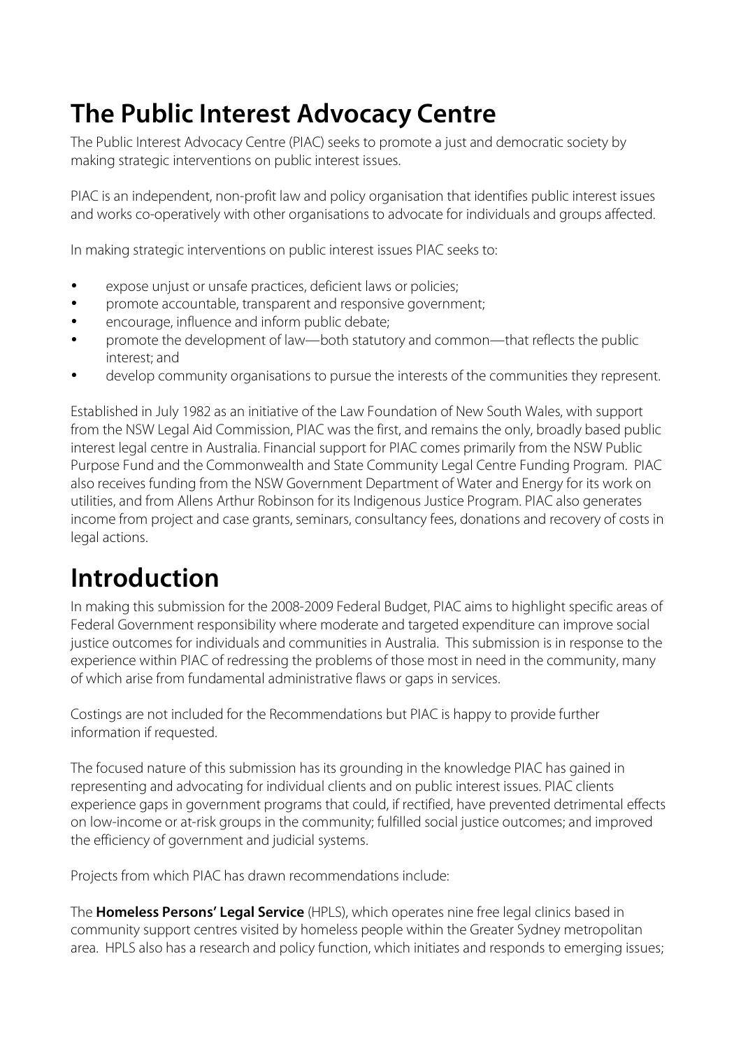# The Public Interest Advocacy Centre

The Public Interest Advocacy Centre (PIAC) seeks to promote a just and democratic society by making strategic interventions on public interest issues.

PIAC is an independent, non-profit law and policy organisation that identifies public interest issues and works co-operatively with other organisations to advocate for individuals and groups affected.

In making strategic interventions on public interest issues PIAC seeks to:

- expose unjust or unsafe practices, deficient laws or policies;
- promote accountable, transparent and responsive government;
- encourage, influence and inform public debate;
- promote the development of law—both statutory and common—that reflects the public interest; and
- develop community organisations to pursue the interests of the communities they represent.

Established in July 1982 as an initiative of the Law Foundation of New South Wales, with support from the NSW Legal Aid Commission, PIAC was the first, and remains the only, broadly based public interest legal centre in Australia. Financial support for PIAC comes primarily from the NSW Public Purpose Fund and the Commonwealth and State Community Legal Centre Funding Program. PIAC also receives funding from the NSW Government Department of Water and Energy for its work on utilities, and from Allens Arthur Robinson for its Indigenous Justice Program. PIAC also generates income from project and case grants, seminars, consultancy fees, donations and recovery of costs in legal actions.

# Introduction

In making this submission for the 2008-2009 Federal Budget, PIAC aims to highlight specific areas of Federal Government responsibility where moderate and targeted expenditure can improve social justice outcomes for individuals and communities in Australia. This submission is in response to the experience within PIAC of redressing the problems of those most in need in the community, many of which arise from fundamental administrative flaws or gaps in services.

Costings are not included for the Recommendations but PIAC is happy to provide further information if requested.

The focused nature of this submission has its grounding in the knowledge PIAC has gained in representing and advocating for individual clients and on public interest issues. PIAC clients experience gaps in government programs that could, if rectified, have prevented detrimental effects on low-income or at-risk groups in the community; fulfilled social justice outcomes; and improved the efficiency of government and judicial systems.

Projects from which PIAC has drawn recommendations include:

The **Homeless Persons' Legal Service** (HPLS), which operates nine free legal clinics based in community support centres visited by homeless people within the Greater Sydney metropolitan area. HPLS also has a research and policy function, which initiates and responds to emerging issues;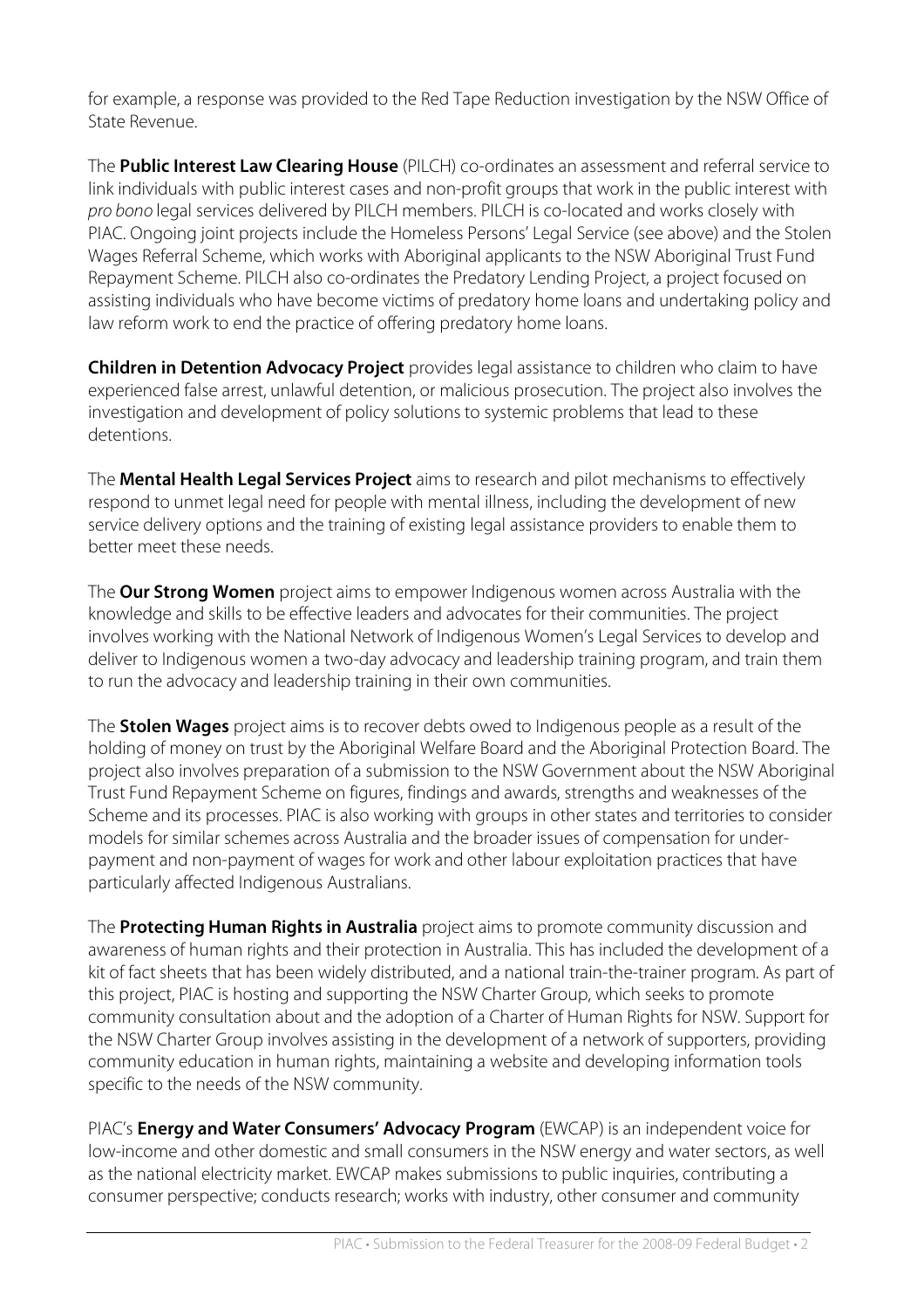for example, a response was provided to the Red Tape Reduction investigation by the NSW Office of State Revenue.

The **Public Interest Law Clearing House** (PILCH) co-ordinates an assessment and referral service to link individuals with public interest cases and non-profit groups that work in the public interest with *pro bono* legal services delivered by PILCH members. PILCH is co-located and works closely with PIAC. Ongoing joint projects include the Homeless Persons' Legal Service (see above) and the Stolen Wages Referral Scheme, which works with Aboriginal applicants to the NSW Aboriginal Trust Fund Repayment Scheme. PILCH also co-ordinates the Predatory Lending Project, a project focused on assisting individuals who have become victims of predatory home loans and undertaking policy and law reform work to end the practice of offering predatory home loans.

**Children in Detention Advocacy Project** provides legal assistance to children who claim to have experienced false arrest, unlawful detention, or malicious prosecution. The project also involves the investigation and development of policy solutions to systemic problems that lead to these detentions.

The **Mental Health Legal Services Project** aims to research and pilot mechanisms to effectively respond to unmet legal need for people with mental illness, including the development of new service delivery options and the training of existing legal assistance providers to enable them to better meet these needs.

The **Our Strong Women** project aims to empower Indigenous women across Australia with the knowledge and skills to be effective leaders and advocates for their communities. The project involves working with the National Network of Indigenous Women's Legal Services to develop and deliver to Indigenous women a two-day advocacy and leadership training program, and train them to run the advocacy and leadership training in their own communities.

The **Stolen Wages** project aims is to recover debts owed to Indigenous people as a result of the holding of money on trust by the Aboriginal Welfare Board and the Aboriginal Protection Board. The project also involves preparation of a submission to the NSW Government about the NSW Aboriginal Trust Fund Repayment Scheme on figures, findings and awards, strengths and weaknesses of the Scheme and its processes. PIAC is also working with groups in other states and territories to consider models for similar schemes across Australia and the broader issues of compensation for under-payment and non-payment of wages for work and other labour exploitation practices that have particularly affected Indigenous Australians.

The **Protecting Human Rights in Australia** project aims to promote community discussion and awareness of human rights and their protection in Australia. This has included the development of a kit of fact sheets that has been widely distributed, and a national train-the-trainer program. As part of this project, PIAC is hosting and supporting the NSW Charter Group, which seeks to promote community consultation about and the adoption of a Charter of Human Rights for NSW. Support for the NSW Charter Group involves assisting in the development of a network of supporters, providing community education in human rights, maintaining a website and developing information tools specific to the needs of the NSW community.

PIAC's **Energy and Water Consumers' Advocacy Program** (EWCAP) is an independent voice for low-income and other domestic and small consumers in the NSW energy and water sectors, as well as the national electricity market. EWCAP makes submissions to public inquiries, contributing a consumer perspective; conducts research; works with industry, other consumer and community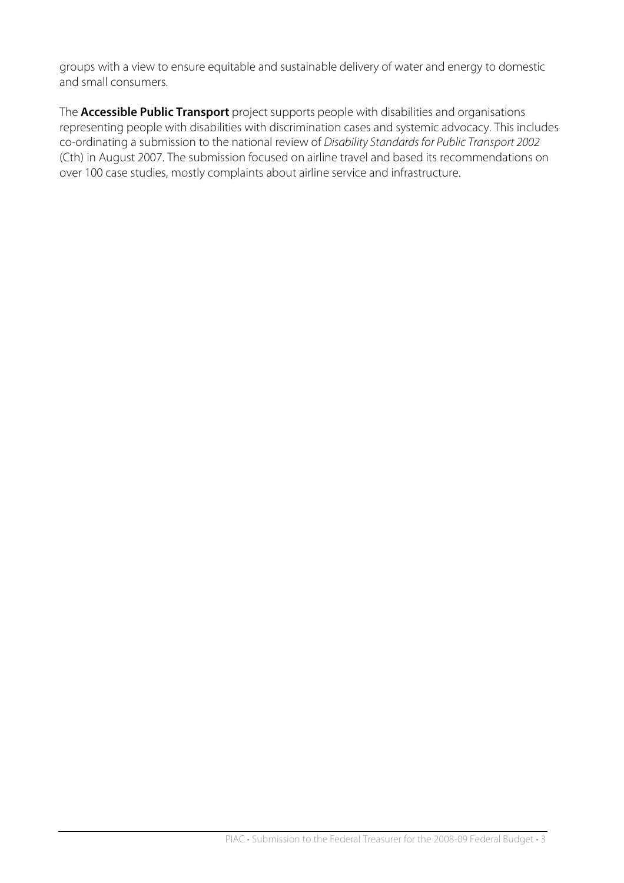groups with a view to ensure equitable and sustainable delivery of water and energy to domestic and small consumers.

The **Accessible Public Transport** project supports people with disabilities and organisations representing people with disabilities with discrimination cases and systemic advocacy. This includes co-ordinating a submission to the national review of *Disability Standards for Public Transport 2002* (Cth) in August 2007. The submission focused on airline travel and based its recommendations on over 100 case studies, mostly complaints about airline service and infrastructure.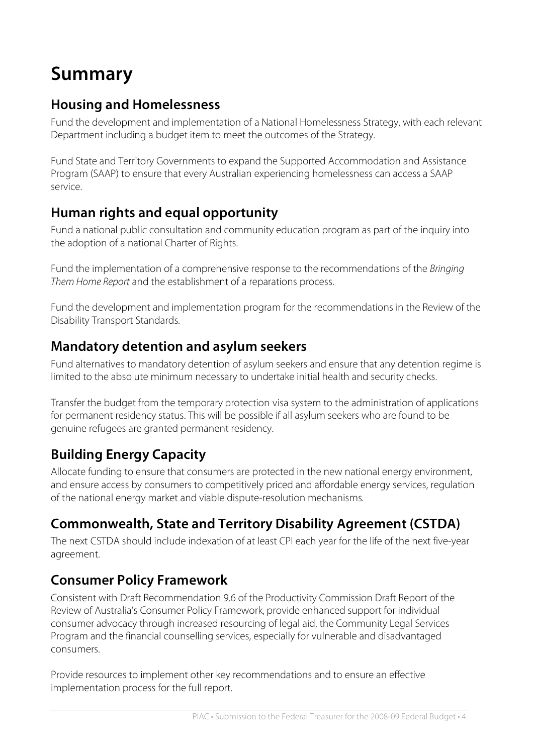# Summary

## Housing and Homelessness

Fund the development and implementation of a National Homelessness Strategy, with each relevant Department including a budget item to meet the outcomes of the Strategy.

Fund State and Territory Governments to expand the Supported Accommodation and Assistance Program (SAAP) to ensure that every Australian experiencing homelessness can access a SAAP service.

## Human rights and equal opportunity

Fund a national public consultation and community education program as part of the inquiry into the adoption of a national Charter of Rights.

Fund the implementation of a comprehensive response to the recommendations of the *Bringing Them Home Report* and the establishment of a reparations process.

Fund the development and implementation program for the recommendations in the Review of the Disability Transport Standards.

## Mandatory detention and asylum seekers

Fund alternatives to mandatory detention of asylum seekers and ensure that any detention regime is limited to the absolute minimum necessary to undertake initial health and security checks.

Transfer the budget from the temporary protection visa system to the administration of applications for permanent residency status. This will be possible if all asylum seekers who are found to be genuine refugees are granted permanent residency.

## Building Energy Capacity

Allocate funding to ensure that consumers are protected in the new national energy environment, and ensure access by consumers to competitively priced and affordable energy services, regulation of the national energy market and viable dispute-resolution mechanisms.

## Commonwealth, State and Territory Disability Agreement (CSTDA)

The next CSTDA should include indexation of at least CPI each year for the life of the next five-year agreement.

## Consumer Policy Framework

Consistent with Draft Recommendation 9.6 of the Productivity Commission Draft Report of the Review of Australia's Consumer Policy Framework, provide enhanced support for individual consumer advocacy through increased resourcing of legal aid, the Community Legal Services Program and the financial counselling services, especially for vulnerable and disadvantaged consumers.

Provide resources to implement other key recommendations and to ensure an effective implementation process for the full report.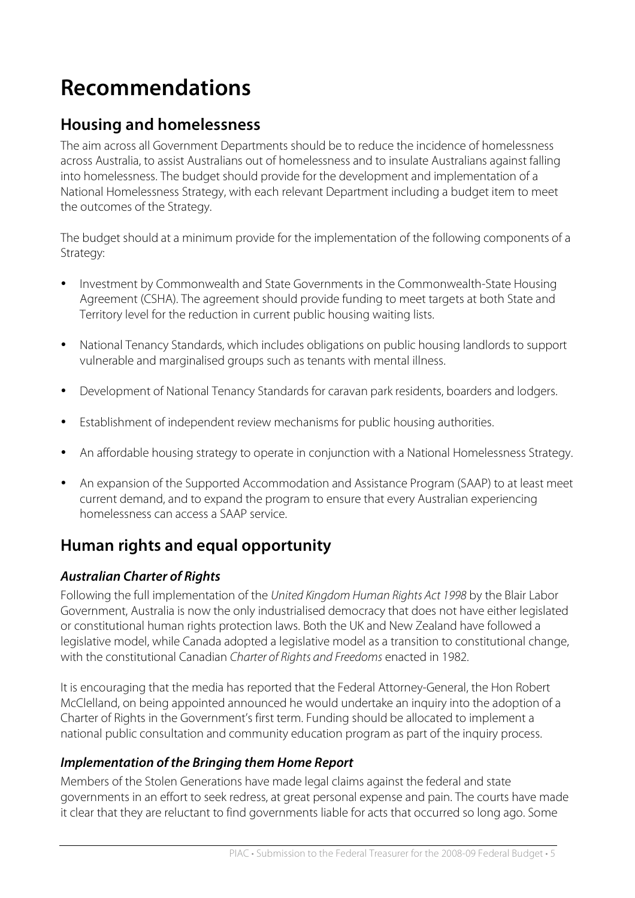# Recommendations

## Housing and homelessness

The aim across all Government Departments should be to reduce the incidence of homelessness across Australia, to assist Australians out of homelessness and to insulate Australians against falling into homelessness. The budget should provide for the development and implementation of a National Homelessness Strategy, with each relevant Department including a budget item to meet the outcomes of the Strategy.

The budget should at a minimum provide for the implementation of the following components of a Strategy:

- Investment by Commonwealth and State Governments in the Commonwealth-State Housing Agreement (CSHA). The agreement should provide funding to meet targets at both State and Territory level for the reduction in current public housing waiting lists.
- National Tenancy Standards, which includes obligations on public housing landlords to support vulnerable and marginalised groups such as tenants with mental illness.
- Development of National Tenancy Standards for caravan park residents, boarders and lodgers.
- Establishment of independent review mechanisms for public housing authorities.
- An affordable housing strategy to operate in conjunction with a National Homelessness Strategy.
- An expansion of the Supported Accommodation and Assistance Program (SAAP) to at least meet current demand, and to expand the program to ensure that every Australian experiencing homelessness can access a SAAP service.

## Human rights and equal opportunity

### *Australian Charter of Rights*

Following the full implementation of the *United Kingdom Human Rights Act 1998* by the Blair Labor Government, Australia is now the only industrialised democracy that does not have either legislated or constitutional human rights protection laws. Both the UK and New Zealand have followed a legislative model, while Canada adopted a legislative model as a transition to constitutional change, with the constitutional Canadian *Charter of Rights and Freedoms* enacted in 1982.

It is encouraging that the media has reported that the Federal Attorney-General, the Hon Robert McClelland, on being appointed announced he would undertake an inquiry into the adoption of a Charter of Rights in the Government's first term. Funding should be allocated to implement a national public consultation and community education program as part of the inquiry process.

### *Implementation of the Bringing them Home Report*

Members of the Stolen Generations have made legal claims against the federal and state governments in an effort to seek redress, at great personal expense and pain. The courts have made it clear that they are reluctant to find governments liable for acts that occurred so long ago. Some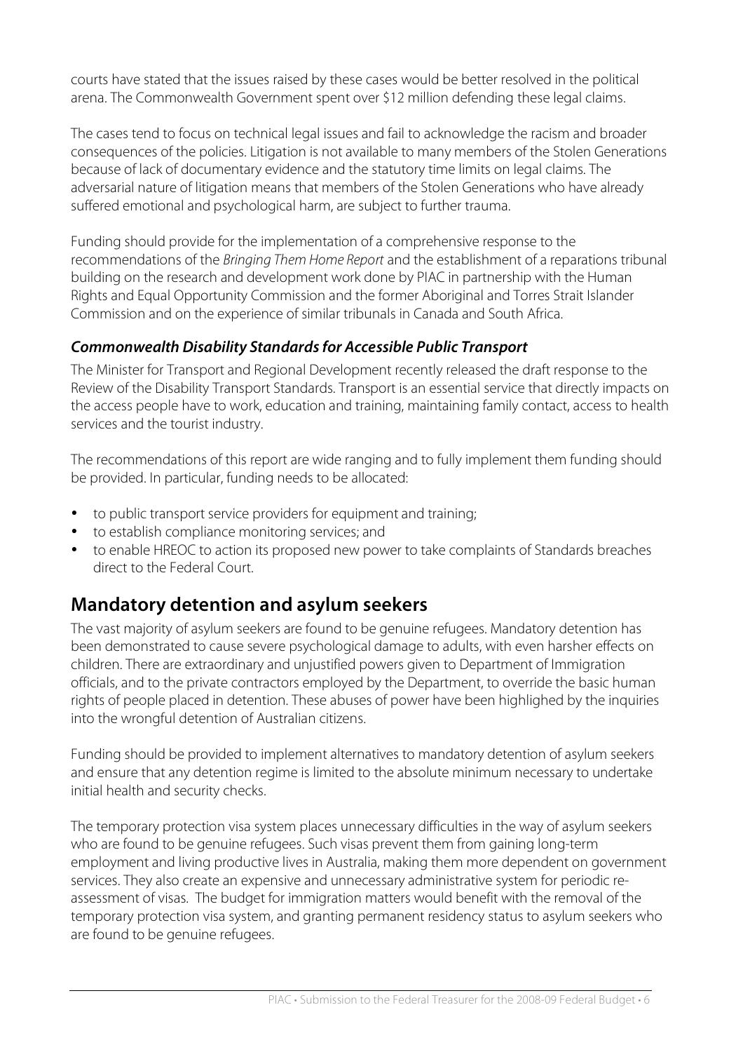courts have stated that the issues raised by these cases would be better resolved in the political arena. The Commonwealth Government spent over $12 million defending these legal claims.

The cases tend to focus on technical legal issues and fail to acknowledge the racism and broader consequences of the policies. Litigation is not available to many members of the Stolen Generations because of lack of documentary evidence and the statutory time limits on legal claims. The adversarial nature of litigation means that members of the Stolen Generations who have already suffered emotional and psychological harm, are subject to further trauma.

Funding should provide for the implementation of a comprehensive response to the recommendations of the *Bringing Them Home Report* and the establishment of a reparations tribunal building on the research and development work done by PIAC in partnership with the Human Rights and Equal Opportunity Commission and the former Aboriginal and Torres Strait Islander Commission and on the experience of similar tribunals in Canada and South Africa.

### *Commonwealth Disability Standards for Accessible Public Transport*

The Minister for Transport and Regional Development recently released the draft response to the Review of the Disability Transport Standards. Transport is an essential service that directly impacts on the access people have to work, education and training, maintaining family contact, access to health services and the tourist industry.

The recommendations of this report are wide ranging and to fully implement them funding should be provided. In particular, funding needs to be allocated:

- to public transport service providers for equipment and training;
- to establish compliance monitoring services; and
- to enable HREOC to action its proposed new power to take complaints of Standards breaches direct to the Federal Court.

## Mandatory detention and asylum seekers

The vast majority of asylum seekers are found to be genuine refugees. Mandatory detention has been demonstrated to cause severe psychological damage to adults, with even harsher effects on children. There are extraordinary and unjustified powers given to Department of Immigration officials, and to the private contractors employed by the Department, to override the basic human rights of people placed in detention. These abuses of power have been highlighed by the inquiries into the wrongful detention of Australian citizens.

Funding should be provided to implement alternatives to mandatory detention of asylum seekers and ensure that any detention regime is limited to the absolute minimum necessary to undertake initial health and security checks.

The temporary protection visa system places unnecessary difficulties in the way of asylum seekers who are found to be genuine refugees. Such visas prevent them from gaining long-term employment and living productive lives in Australia, making them more dependent on government services. They also create an expensive and unnecessary administrative system for periodic re-assessment of visas. The budget for immigration matters would benefit with the removal of the temporary protection visa system, and granting permanent residency status to asylum seekers who are found to be genuine refugees.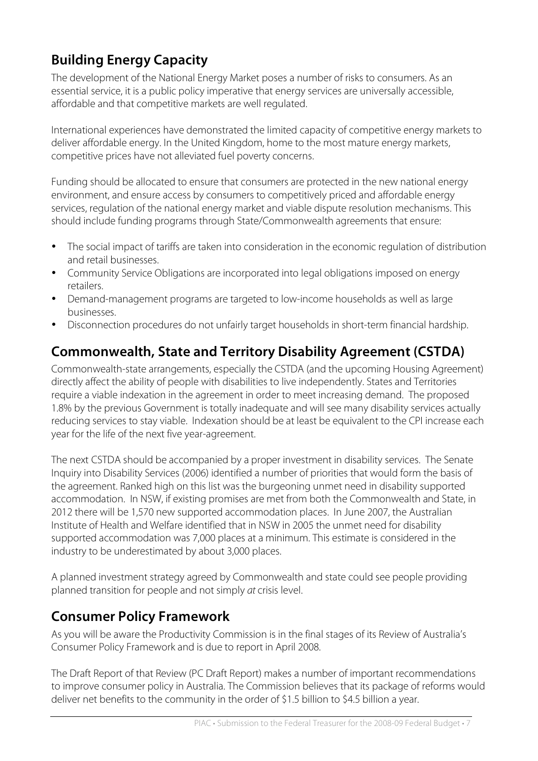## Building Energy Capacity

The development of the National Energy Market poses a number of risks to consumers. As an essential service, it is a public policy imperative that energy services are universally accessible, affordable and that competitive markets are well regulated.

International experiences have demonstrated the limited capacity of competitive energy markets to deliver affordable energy. In the United Kingdom, home to the most mature energy markets, competitive prices have not alleviated fuel poverty concerns.

Funding should be allocated to ensure that consumers are protected in the new national energy environment, and ensure access by consumers to competitively priced and affordable energy services, regulation of the national energy market and viable dispute resolution mechanisms. This should include funding programs through State/Commonwealth agreements that ensure:

- The social impact of tariffs are taken into consideration in the economic regulation of distribution and retail businesses.
- Community Service Obligations are incorporated into legal obligations imposed on energy retailers.
- Demand-management programs are targeted to low-income households as well as large businesses.
- Disconnection procedures do not unfairly target households in short-term financial hardship.

## Commonwealth, State and Territory Disability Agreement (CSTDA)

Commonwealth-state arrangements, especially the CSTDA (and the upcoming Housing Agreement) directly affect the ability of people with disabilities to live independently. States and Territories require a viable indexation in the agreement in order to meet increasing demand. The proposed 1.8% by the previous Government is totally inadequate and will see many disability services actually reducing services to stay viable. Indexation should be at least be equivalent to the CPI increase each year for the life of the next five year-agreement.

The next CSTDA should be accompanied by a proper investment in disability services. The Senate Inquiry into Disability Services (2006) identified a number of priorities that would form the basis of the agreement. Ranked high on this list was the burgeoning unmet need in disability supported accommodation. In NSW, if existing promises are met from both the Commonwealth and State, in 2012 there will be 1,570 new supported accommodation places. In June 2007, the Australian Institute of Health and Welfare identified that in NSW in 2005 the unmet need for disability supported accommodation was 7,000 places at a minimum. This estimate is considered in the industry to be underestimated by about 3,000 places.

A planned investment strategy agreed by Commonwealth and state could see people providing planned transition for people and not simply *at* crisis level.

## Consumer Policy Framework

As you will be aware the Productivity Commission is in the final stages of its Review of Australia's Consumer Policy Framework and is due to report in April 2008.

The Draft Report of that Review (PC Draft Report) makes a number of important recommendations to improve consumer policy in Australia. The Commission believes that its package of reforms would deliver net benefits to the community in the order of $1.5 billion to $4.5 billion a year.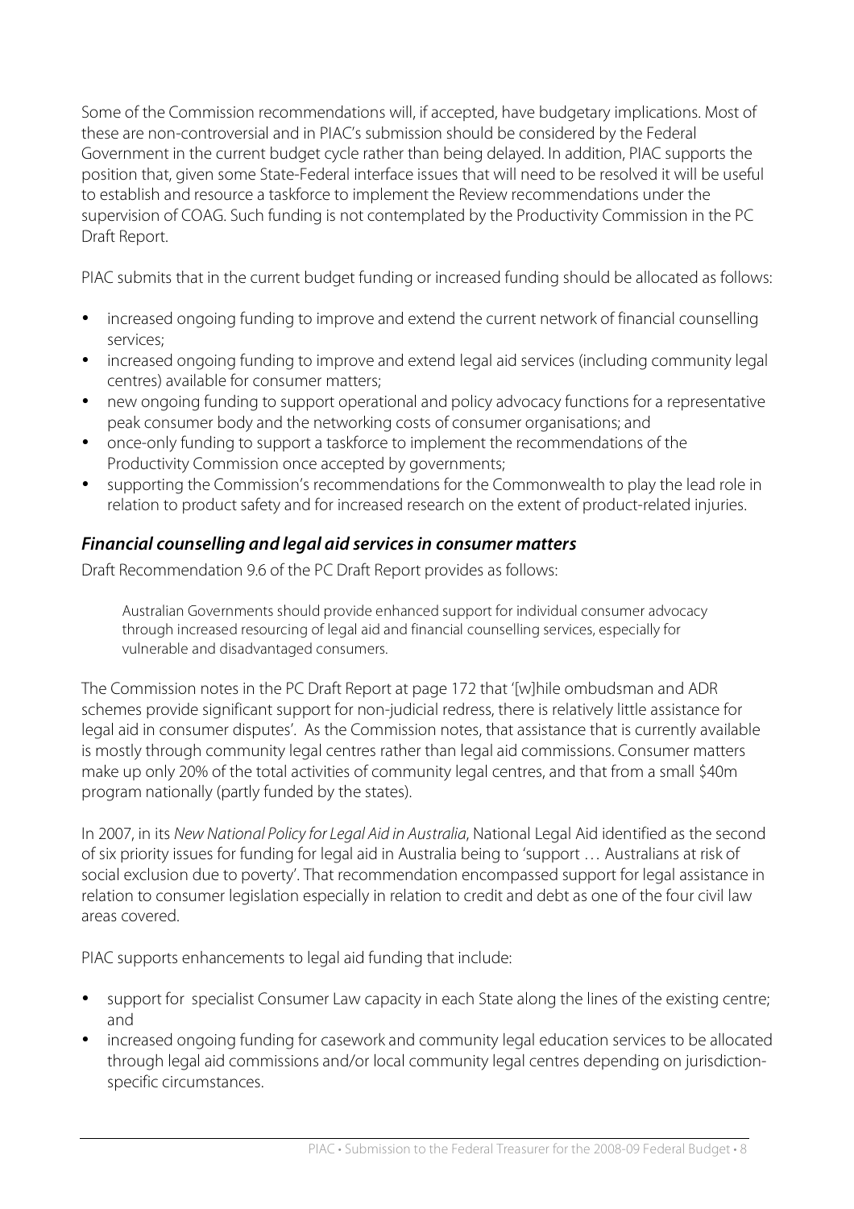Some of the Commission recommendations will, if accepted, have budgetary implications. Most of these are non-controversial and in PIAC's submission should be considered by the Federal Government in the current budget cycle rather than being delayed. In addition, PIAC supports the position that, given some State-Federal interface issues that will need to be resolved it will be useful to establish and resource a taskforce to implement the Review recommendations under the supervision of COAG. Such funding is not contemplated by the Productivity Commission in the PC Draft Report.

PIAC submits that in the current budget funding or increased funding should be allocated as follows:

- increased ongoing funding to improve and extend the current network of financial counselling services;
- increased ongoing funding to improve and extend legal aid services (including community legal centres) available for consumer matters;
- new ongoing funding to support operational and policy advocacy functions for a representative peak consumer body and the networking costs of consumer organisations; and
- once-only funding to support a taskforce to implement the recommendations of the Productivity Commission once accepted by governments;
- supporting the Commission's recommendations for the Commonwealth to play the lead role in relation to product safety and for increased research on the extent of product-related injuries.

### *Financial counselling and legal aid services in consumer matters*

Draft Recommendation 9.6 of the PC Draft Report provides as follows:

> Australian Governments should provide enhanced support for individual consumer advocacy through increased resourcing of legal aid and financial counselling services, especially for vulnerable and disadvantaged consumers.

The Commission notes in the PC Draft Report at page 172 that '[w]hile ombudsman and ADR schemes provide significant support for non-judicial redress, there is relatively little assistance for legal aid in consumer disputes'. As the Commission notes, that assistance that is currently available is mostly through community legal centres rather than legal aid commissions. Consumer matters make up only 20% of the total activities of community legal centres, and that from a small $40m program nationally (partly funded by the states).

In 2007, in its *New National Policy for Legal Aid in Australia*, National Legal Aid identified as the second of six priority issues for funding for legal aid in Australia being to 'support … Australians at risk of social exclusion due to poverty'. That recommendation encompassed support for legal assistance in relation to consumer legislation especially in relation to credit and debt as one of the four civil law areas covered.

PIAC supports enhancements to legal aid funding that include:

- support for specialist Consumer Law capacity in each State along the lines of the existing centre; and
- increased ongoing funding for casework and community legal education services to be allocated through legal aid commissions and/or local community legal centres depending on jurisdiction-specific circumstances.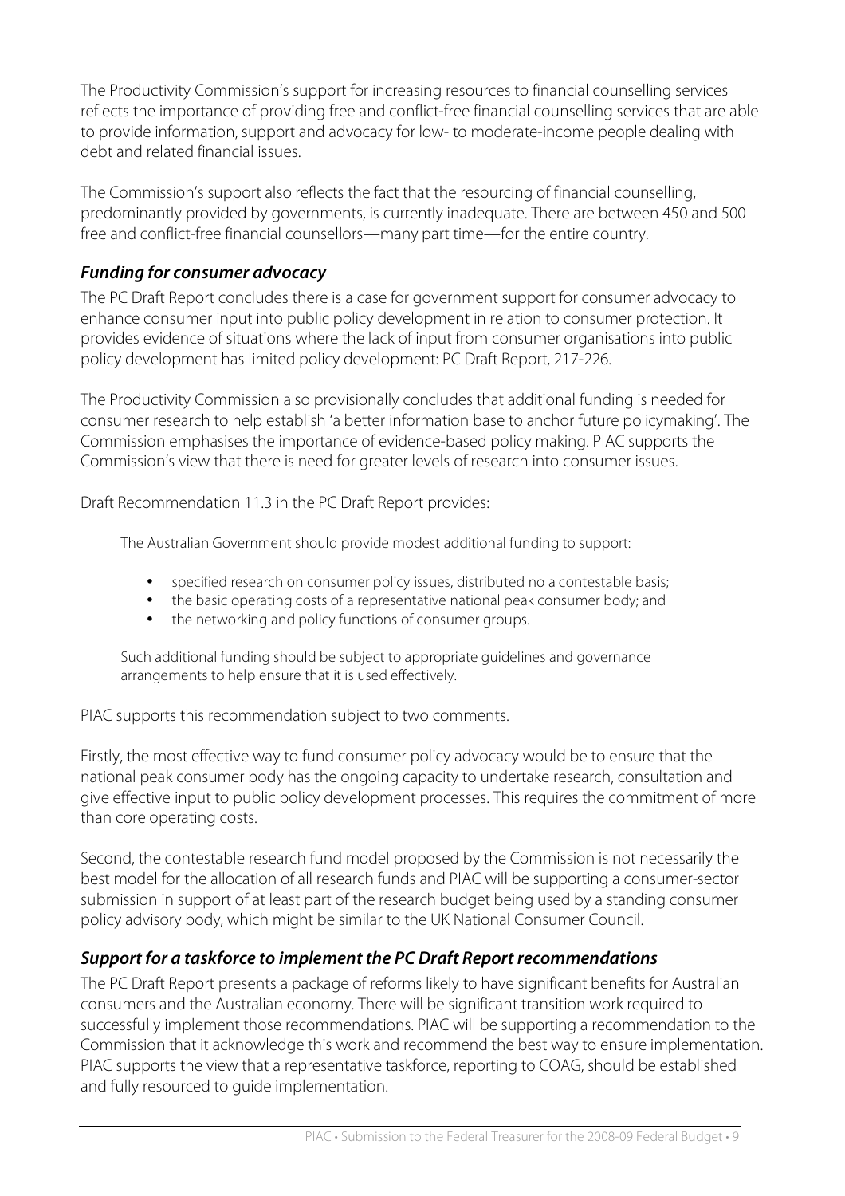The Productivity Commission's support for increasing resources to financial counselling services reflects the importance of providing free and conflict-free financial counselling services that are able to provide information, support and advocacy for low- to moderate-income people dealing with debt and related financial issues.

The Commission's support also reflects the fact that the resourcing of financial counselling, predominantly provided by governments, is currently inadequate. There are between 450 and 500 free and conflict-free financial counsellors—many part time—for the entire country.

### *Funding for consumer advocacy*

The PC Draft Report concludes there is a case for government support for consumer advocacy to enhance consumer input into public policy development in relation to consumer protection. It provides evidence of situations where the lack of input from consumer organisations into public policy development has limited policy development: PC Draft Report, 217-226.

The Productivity Commission also provisionally concludes that additional funding is needed for consumer research to help establish 'a better information base to anchor future policymaking'. The Commission emphasises the importance of evidence-based policy making. PIAC supports the Commission's view that there is need for greater levels of research into consumer issues.

Draft Recommendation 11.3 in the PC Draft Report provides:

> The Australian Government should provide modest additional funding to support:
>
> - specified research on consumer policy issues, distributed no a contestable basis;
> - the basic operating costs of a representative national peak consumer body; and
> - the networking and policy functions of consumer groups.
>
> Such additional funding should be subject to appropriate guidelines and governance arrangements to help ensure that it is used effectively.

PIAC supports this recommendation subject to two comments.

Firstly, the most effective way to fund consumer policy advocacy would be to ensure that the national peak consumer body has the ongoing capacity to undertake research, consultation and give effective input to public policy development processes. This requires the commitment of more than core operating costs.

Second, the contestable research fund model proposed by the Commission is not necessarily the best model for the allocation of all research funds and PIAC will be supporting a consumer-sector submission in support of at least part of the research budget being used by a standing consumer policy advisory body, which might be similar to the UK National Consumer Council.

### *Support for a taskforce to implement the PC Draft Report recommendations*

The PC Draft Report presents a package of reforms likely to have significant benefits for Australian consumers and the Australian economy. There will be significant transition work required to successfully implement those recommendations. PIAC will be supporting a recommendation to the Commission that it acknowledge this work and recommend the best way to ensure implementation. PIAC supports the view that a representative taskforce, reporting to COAG, should be established and fully resourced to guide implementation.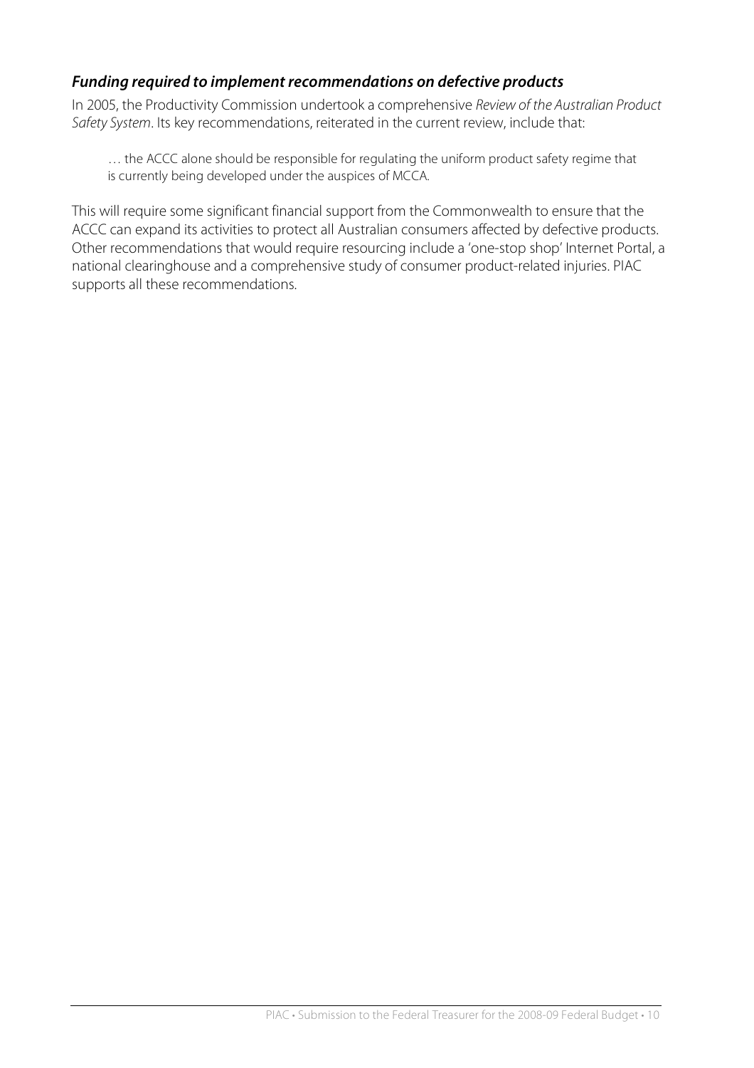### ***Funding required to implement recommendations on defective products***

In 2005, the Productivity Commission undertook a comprehensive *Review of the Australian Product Safety System*. Its key recommendations, reiterated in the current review, include that:

> … the ACCC alone should be responsible for regulating the uniform product safety regime that is currently being developed under the auspices of MCCA.

This will require some significant financial support from the Commonwealth to ensure that the ACCC can expand its activities to protect all Australian consumers affected by defective products. Other recommendations that would require resourcing include a 'one-stop shop' Internet Portal, a national clearinghouse and a comprehensive study of consumer product-related injuries. PIAC supports all these recommendations.